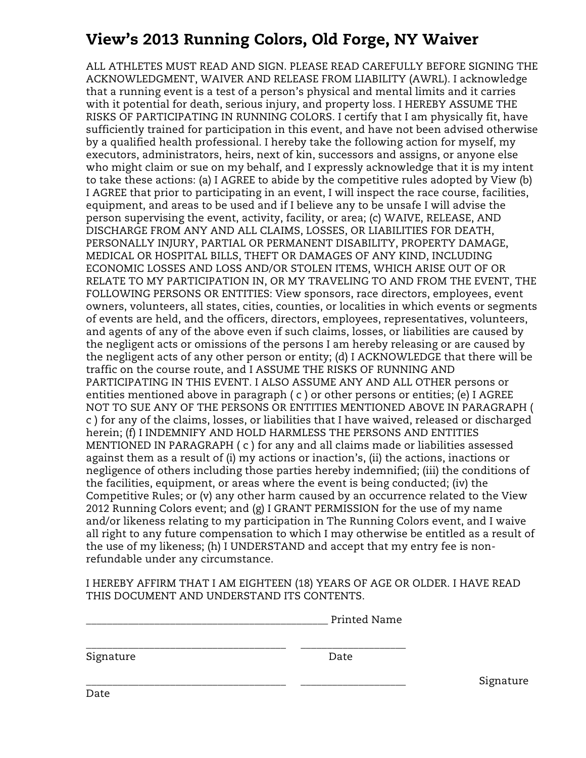# View's 2013 Running Colors, Old Forge, NY Waiver

ALL ATHLETES MUST READ AND SIGN. PLEASE READ CAREFULLY BEFORE SIGNING THE ACKNOWLEDGMENT, WAIVER AND RELEASE FROM LIABILITY (AWRL). I acknowledge that a running event is a test of a person's physical and mental limits and it carries with it potential for death, serious injury, and property loss. I HEREBY ASSUME THE RISKS OF PARTICIPATING IN RUNNING COLORS. I certify that I am physically fit, have sufficiently trained for participation in this event, and have not been advised otherwise by a qualified health professional. I hereby take the following action for myself, my executors, administrators, heirs, next of kin, successors and assigns, or anyone else who might claim or sue on my behalf, and I expressly acknowledge that it is my intent to take these actions: (a) I AGREE to abide by the competitive rules adopted by View (b) I AGREE that prior to participating in an event, I will inspect the race course, facilities, equipment, and areas to be used and if I believe any to be unsafe I will advise the person supervising the event, activity, facility, or area; (c) WAIVE, RELEASE, AND DISCHARGE FROM ANY AND ALL CLAIMS, LOSSES, OR LIABILITIES FOR DEATH, PERSONALLY INJURY, PARTIAL OR PERMANENT DISABILITY, PROPERTY DAMAGE, MEDICAL OR HOSPITAL BILLS, THEFT OR DAMAGES OF ANY KIND, INCLUDING ECONOMIC LOSSES AND LOSS AND/OR STOLEN ITEMS, WHICH ARISE OUT OF OR RELATE TO MY PARTICIPATION IN, OR MY TRAVELING TO AND FROM THE EVENT, THE FOLLOWING PERSONS OR ENTITIES: View sponsors, race directors, employees, event owners, volunteers, all states, cities, counties, or localities in which events or segments of events are held, and the officers, directors, employees, representatives, volunteers, and agents of any of the above even if such claims, losses, or liabilities are caused by the negligent acts or omissions of the persons I am hereby releasing or are caused by the negligent acts of any other person or entity; (d) I ACKNOWLEDGE that there will be traffic on the course route, and I ASSUME THE RISKS OF RUNNING AND PARTICIPATING IN THIS EVENT. I ALSO ASSUME ANY AND ALL OTHER persons or entities mentioned above in paragraph ( c ) or other persons or entities; (e) I AGREE NOT TO SUE ANY OF THE PERSONS OR ENTITIES MENTIONED ABOVE IN PARAGRAPH ( c ) for any of the claims, losses, or liabilities that I have waived, released or discharged herein; (f) I INDEMNIFY AND HOLD HARMLESS THE PERSONS AND ENTITIES MENTIONED IN PARAGRAPH ( c ) for any and all claims made or liabilities assessed against them as a result of (i) my actions or inaction's, (ii) the actions, inactions or negligence of others including those parties hereby indemnified; (iii) the conditions of the facilities, equipment, or areas where the event is being conducted; (iv) the Competitive Rules; or (v) any other harm caused by an occurrence related to the View 2012 Running Colors event; and (g) I GRANT PERMISSION for the use of my name and/or likeness relating to my participation in The Running Colors event, and I waive all right to any future compensation to which I may otherwise be entitled as a result of the use of my likeness; (h) I UNDERSTAND and accept that my entry fee is non-refundable under any circumstance.

I HEREBY AFFIRM THAT I AM EIGHTEEN (18) YEARS OF AGE OR OLDER. I HAVE READ THIS DOCUMENT AND UNDERSTAND ITS CONTENTS.

_________________________________________ Printed Name

__________________________________ ________________

Signature Date

__________________________________ ________________ Signature

Date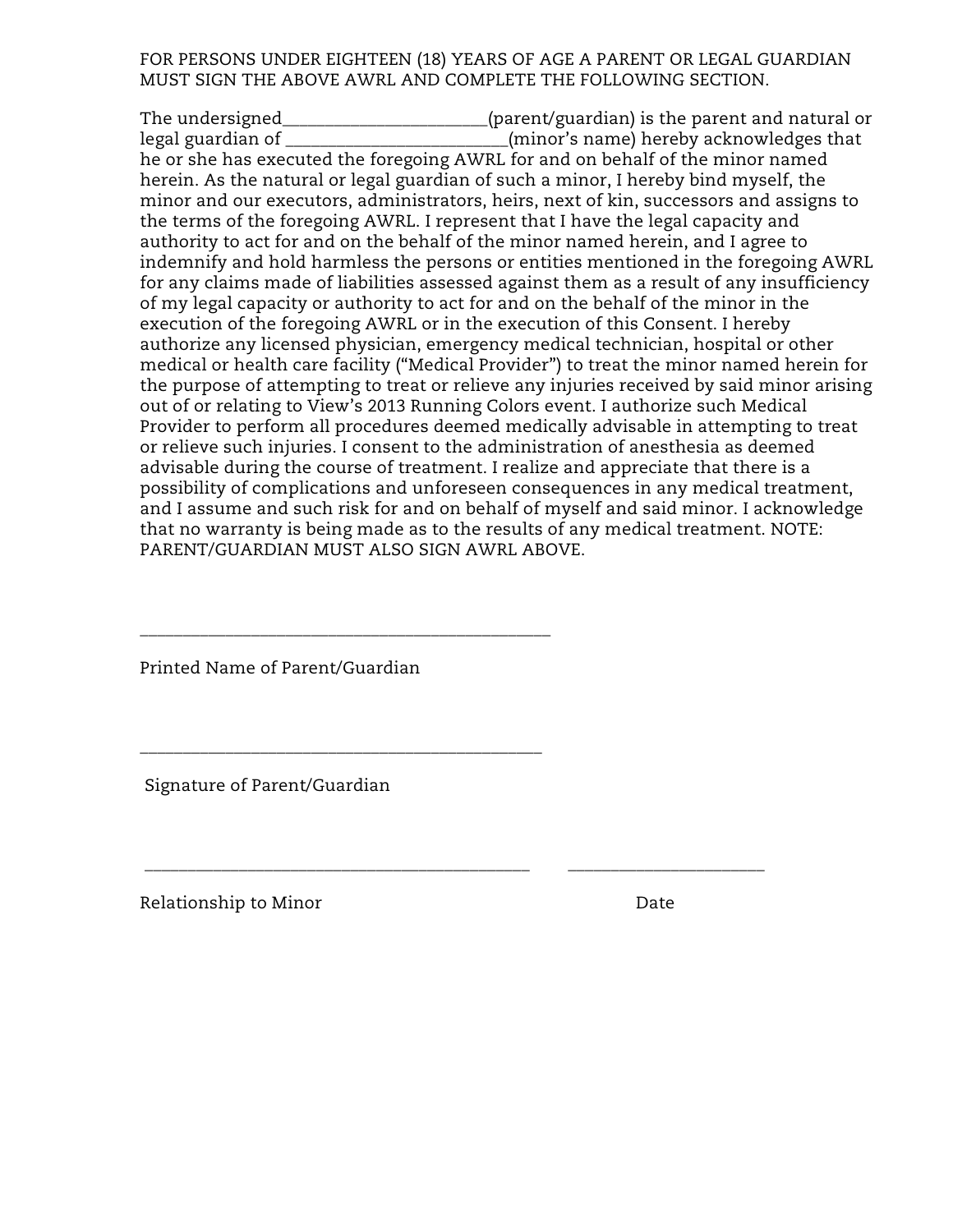FOR PERSONS UNDER EIGHTEEN (18) YEARS OF AGE A PARENT OR LEGAL GUARDIAN MUST SIGN THE ABOVE AWRL AND COMPLETE THE FOLLOWING SECTION.

The undersigned________________________(parent/guardian) is the parent and natural or legal guardian of _________________________(minor's name) hereby acknowledges that he or she has executed the foregoing AWRL for and on behalf of the minor named herein. As the natural or legal guardian of such a minor, I hereby bind myself, the minor and our executors, administrators, heirs, next of kin, successors and assigns to the terms of the foregoing AWRL. I represent that I have the legal capacity and authority to act for and on the behalf of the minor named herein, and I agree to indemnify and hold harmless the persons or entities mentioned in the foregoing AWRL for any claims made of liabilities assessed against them as a result of any insufficiency of my legal capacity or authority to act for and on the behalf of the minor in the execution of the foregoing AWRL or in the execution of this Consent. I hereby authorize any licensed physician, emergency medical technician, hospital or other medical or health care facility ("Medical Provider") to treat the minor named herein for the purpose of attempting to treat or relieve any injuries received by said minor arising out of or relating to View's 2013 Running Colors event. I authorize such Medical Provider to perform all procedures deemed medically advisable in attempting to treat or relieve such injuries. I consent to the administration of anesthesia as deemed advisable during the course of treatment. I realize and appreciate that there is a possibility of complications and unforeseen consequences in any medical treatment, and I assume and such risk for and on behalf of myself and said minor. I acknowledge that no warranty is being made as to the results of any medical treatment. NOTE: PARENT/GUARDIAN MUST ALSO SIGN AWRL ABOVE.

_______________________________________________

Printed Name of Parent/Guardian

_______________________________________________

Signature of Parent/Guardian

_____________________________________________ &nbsp;&nbsp;&nbsp;&nbsp; ______________________

Relationship to Minor &nbsp;&nbsp;&nbsp;&nbsp;&nbsp;&nbsp;&nbsp;&nbsp;&nbsp;&nbsp;&nbsp;&nbsp;&nbsp;&nbsp;&nbsp;&nbsp;&nbsp;&nbsp;&nbsp;&nbsp;&nbsp;&nbsp;&nbsp;&nbsp;&nbsp;&nbsp;&nbsp;&nbsp;&nbsp;&nbsp; Date